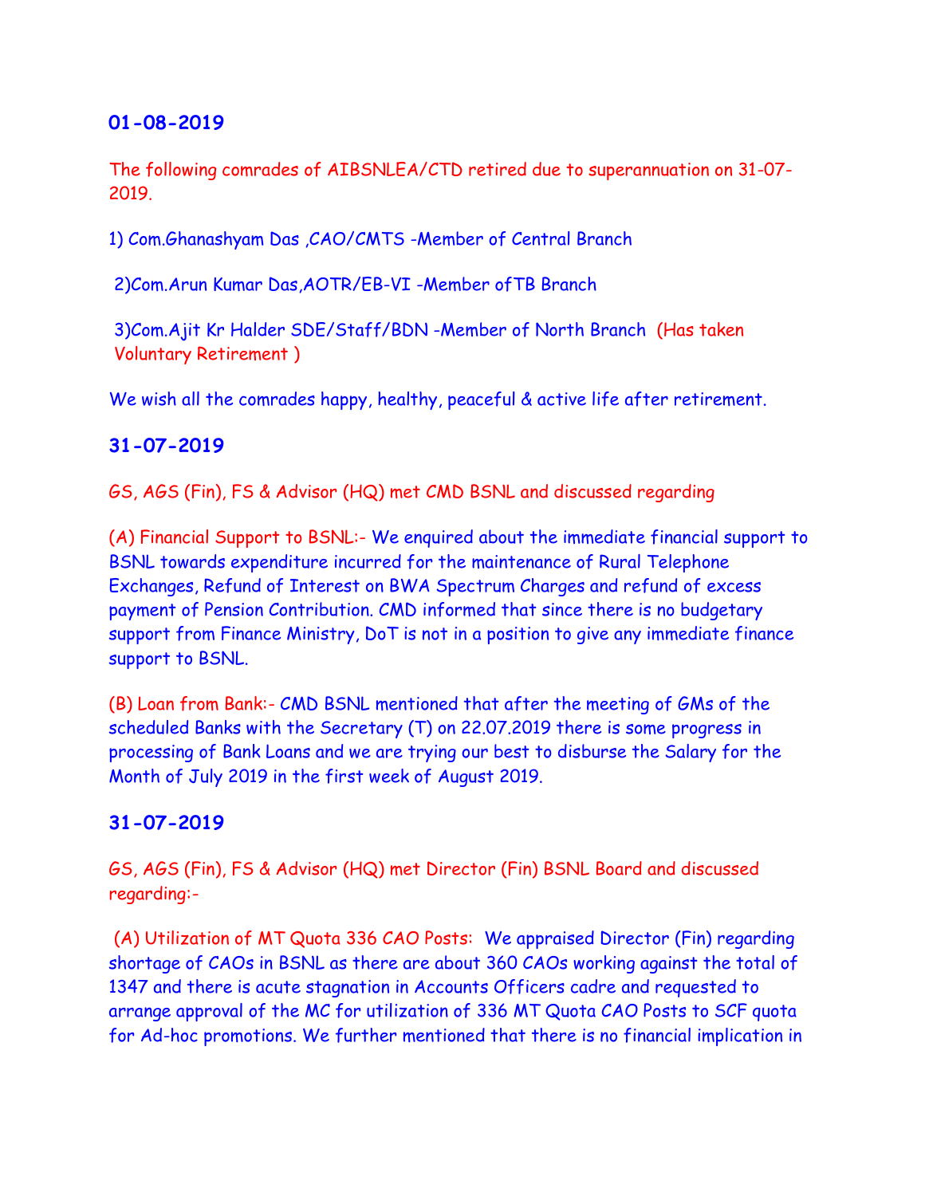## 01-08-2019

The following comrades of AIBSNLEA/CTD retired due to superannuation on 31-07-2019.

1) Com.Ghanashyam Das ,CAO/CMTS -Member of Central Branch

2)Com.Arun Kumar Das,AOTR/EB-VI -Member ofTB Branch

3)Com.Ajit Kr Halder SDE/Staff/BDN -Member of North Branch (Has taken Voluntary Retirement )

We wish all the comrades happy, healthy, peaceful & active life after retirement.

## 31-07-2019

GS, AGS (Fin), FS & Advisor (HQ) met CMD BSNL and discussed regarding

(A) Financial Support to BSNL:- We enquired about the immediate financial support to BSNL towards expenditure incurred for the maintenance of Rural Telephone Exchanges, Refund of Interest on BWA Spectrum Charges and refund of excess payment of Pension Contribution. CMD informed that since there is no budgetary support from Finance Ministry, DoT is not in a position to give any immediate finance support to BSNL.

(B) Loan from Bank:- CMD BSNL mentioned that after the meeting of GMs of the scheduled Banks with the Secretary (T) on 22.07.2019 there is some progress in processing of Bank Loans and we are trying our best to disburse the Salary for the Month of July 2019 in the first week of August 2019.

## 31-07-2019

GS, AGS (Fin), FS & Advisor (HQ) met Director (Fin) BSNL Board and discussed regarding:-

(A) Utilization of MT Quota 336 CAO Posts: We appraised Director (Fin) regarding shortage of CAOs in BSNL as there are about 360 CAOs working against the total of 1347 and there is acute stagnation in Accounts Officers cadre and requested to arrange approval of the MC for utilization of 336 MT Quota CAO Posts to SCF quota for Ad-hoc promotions. We further mentioned that there is no financial implication in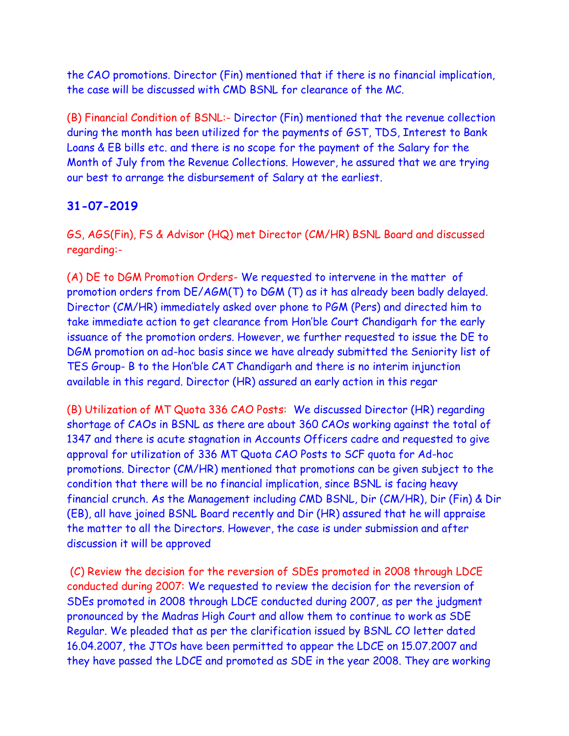the CAO promotions. Director (Fin) mentioned that if there is no financial implication, the case will be discussed with CMD BSNL for clearance of the MC.

(B) Financial Condition of BSNL:- Director (Fin) mentioned that the revenue collection during the month has been utilized for the payments of GST, TDS, Interest to Bank Loans & EB bills etc. and there is no scope for the payment of the Salary for the Month of July from the Revenue Collections. However, he assured that we are trying our best to arrange the disbursement of Salary at the earliest.

## 31-07-2019

GS, AGS(Fin), FS & Advisor (HQ) met Director (CM/HR) BSNL Board and discussed regarding:-

(A) DE to DGM Promotion Orders- We requested to intervene in the matter of promotion orders from DE/AGM(T) to DGM (T) as it has already been badly delayed. Director (CM/HR) immediately asked over phone to PGM (Pers) and directed him to take immediate action to get clearance from Hon'ble Court Chandigarh for the early issuance of the promotion orders. However, we further requested to issue the DE to DGM promotion on ad-hoc basis since we have already submitted the Seniority list of TES Group- B to the Hon'ble CAT Chandigarh and there is no interim injunction available in this regard. Director (HR) assured an early action in this regar

(B) Utilization of MT Quota 336 CAO Posts: We discussed Director (HR) regarding shortage of CAOs in BSNL as there are about 360 CAOs working against the total of 1347 and there is acute stagnation in Accounts Officers cadre and requested to give approval for utilization of 336 MT Quota CAO Posts to SCF quota for Ad-hoc promotions. Director (CM/HR) mentioned that promotions can be given subject to the condition that there will be no financial implication, since BSNL is facing heavy financial crunch. As the Management including CMD BSNL, Dir (CM/HR), Dir (Fin) & Dir (EB), all have joined BSNL Board recently and Dir (HR) assured that he will appraise the matter to all the Directors. However, the case is under submission and after discussion it will be approved

(C) Review the decision for the reversion of SDEs promoted in 2008 through LDCE conducted during 2007: We requested to review the decision for the reversion of SDEs promoted in 2008 through LDCE conducted during 2007, as per the judgment pronounced by the Madras High Court and allow them to continue to work as SDE Regular. We pleaded that as per the clarification issued by BSNL CO letter dated 16.04.2007, the JTOs have been permitted to appear the LDCE on 15.07.2007 and they have passed the LDCE and promoted as SDE in the year 2008. They are working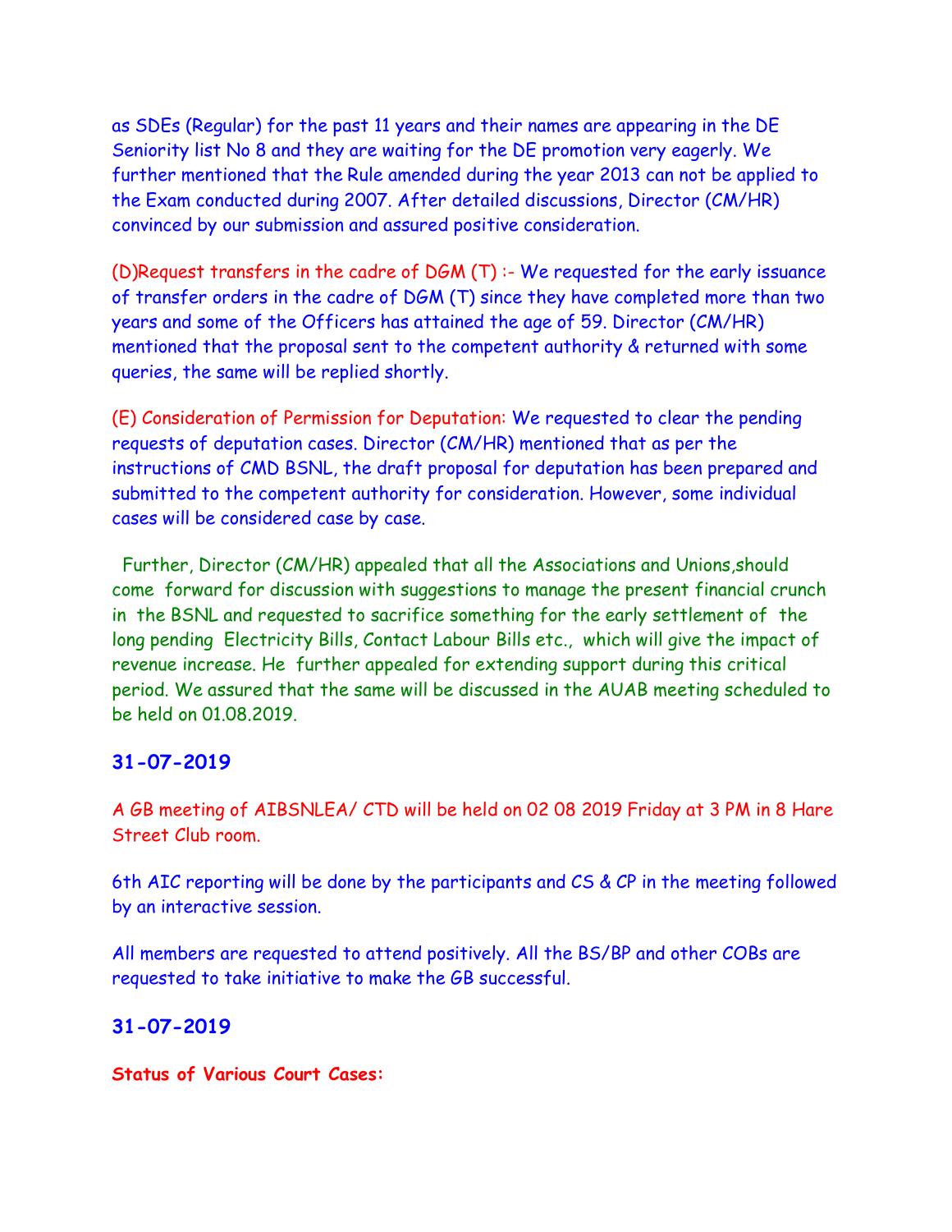as SDEs (Regular) for the past 11 years and their names are appearing in the DE Seniority list No 8 and they are waiting for the DE promotion very eagerly. We further mentioned that the Rule amended during the year 2013 can not be applied to the Exam conducted during 2007. After detailed discussions, Director (CM/HR) convinced by our submission and assured positive consideration.

(D)Request transfers in the cadre of DGM (T) :- We requested for the early issuance of transfer orders in the cadre of DGM (T) since they have completed more than two years and some of the Officers has attained the age of 59. Director (CM/HR) mentioned that the proposal sent to the competent authority & returned with some queries, the same will be replied shortly.

(E) Consideration of Permission for Deputation: We requested to clear the pending requests of deputation cases. Director (CM/HR) mentioned that as per the instructions of CMD BSNL, the draft proposal for deputation has been prepared and submitted to the competent authority for consideration. However, some individual cases will be considered case by case.

Further, Director (CM/HR) appealed that all the Associations and Unions,should come forward for discussion with suggestions to manage the present financial crunch in the BSNL and requested to sacrifice something for the early settlement of the long pending Electricity Bills, Contact Labour Bills etc., which will give the impact of revenue increase. He further appealed for extending support during this critical period. We assured that the same will be discussed in the AUAB meeting scheduled to be held on 01.08.2019.

## 31-07-2019

A GB meeting of AIBSNLEA/ CTD will be held on 02 08 2019 Friday at 3 PM in 8 Hare Street Club room.

6th AIC reporting will be done by the participants and CS & CP in the meeting followed by an interactive session.

All members are requested to attend positively. All the BS/BP and other COBs are requested to take initiative to make the GB successful.

## 31-07-2019

**Status of Various Court Cases:**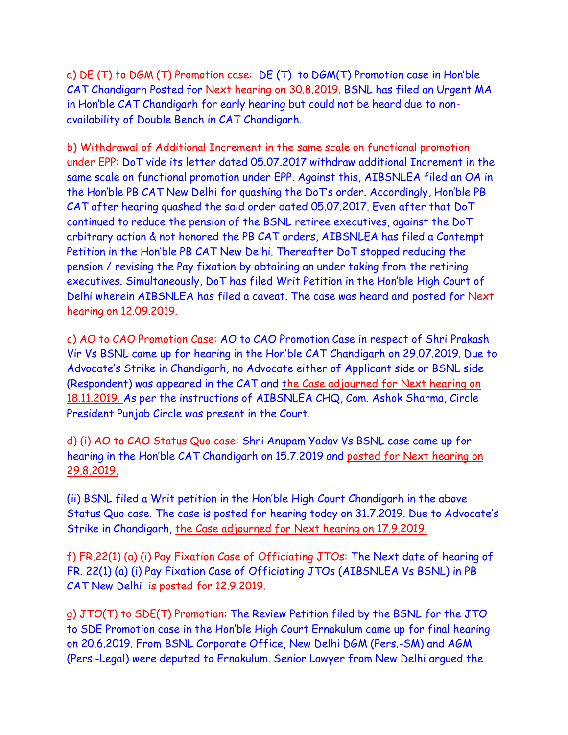a) DE (T) to DGM (T) Promotion case: DE (T) to DGM(T) Promotion case in Hon'ble CAT Chandigarh Posted for Next hearing on 30.8.2019. BSNL has filed an Urgent MA in Hon'ble CAT Chandigarh for early hearing but could not be heard due to non-availability of Double Bench in CAT Chandigarh.

b) Withdrawal of Additional Increment in the same scale on functional promotion under EPP: DoT vide its letter dated 05.07.2017 withdraw additional Increment in the same scale on functional promotion under EPP. Against this, AIBSNLEA filed an OA in the Hon'ble PB CAT New Delhi for quashing the DoT's order. Accordingly, Hon'ble PB CAT after hearing quashed the said order dated 05.07.2017. Even after that DoT continued to reduce the pension of the BSNL retiree executives, against the DoT arbitrary action & not honored the PB CAT orders, AIBSNLEA has filed a Contempt Petition in the Hon'ble PB CAT New Delhi. Thereafter DoT stopped reducing the pension / revising the Pay fixation by obtaining an under taking from the retiring executives. Simultaneously, DoT has filed Writ Petition in the Hon'ble High Court of Delhi wherein AIBSNLEA has filed a caveat. The case was heard and posted for Next hearing on 12.09.2019.

c) AO to CAO Promotion Case: AO to CAO Promotion Case in respect of Shri Prakash Vir Vs BSNL came up for hearing in the Hon'ble CAT Chandigarh on 29.07.2019. Due to Advocate's Strike in Chandigarh, no Advocate either of Applicant side or BSNL side (Respondent) was appeared in the CAT and the Case adjourned for Next hearing on 18.11.2019. As per the instructions of AIBSNLEA CHQ, Com. Ashok Sharma, Circle President Punjab Circle was present in the Court.

d) (i) AO to CAO Status Quo case: Shri Anupam Yadav Vs BSNL case came up for hearing in the Hon'ble CAT Chandigarh on 15.7.2019 and posted for Next hearing on 29.8.2019.

(ii) BSNL filed a Writ petition in the Hon'ble High Court Chandigarh in the above Status Quo case. The case is posted for hearing today on 31.7.2019. Due to Advocate's Strike in Chandigarh, the Case adjourned for Next hearing on 17.9.2019.

f) FR.22(1) (a) (i) Pay Fixation Case of Officiating JTOs: The Next date of hearing of FR. 22(1) (a) (i) Pay Fixation Case of Officiating JTOs (AIBSNLEA Vs BSNL) in PB CAT New Delhi is posted for 12.9.2019.

g) JTO(T) to SDE(T) Promotion: The Review Petition filed by the BSNL for the JTO to SDE Promotion case in the Hon'ble High Court Ernakulum came up for final hearing on 20.6.2019. From BSNL Corporate Office, New Delhi DGM (Pers.-SM) and AGM (Pers.-Legal) were deputed to Ernakulum. Senior Lawyer from New Delhi argued the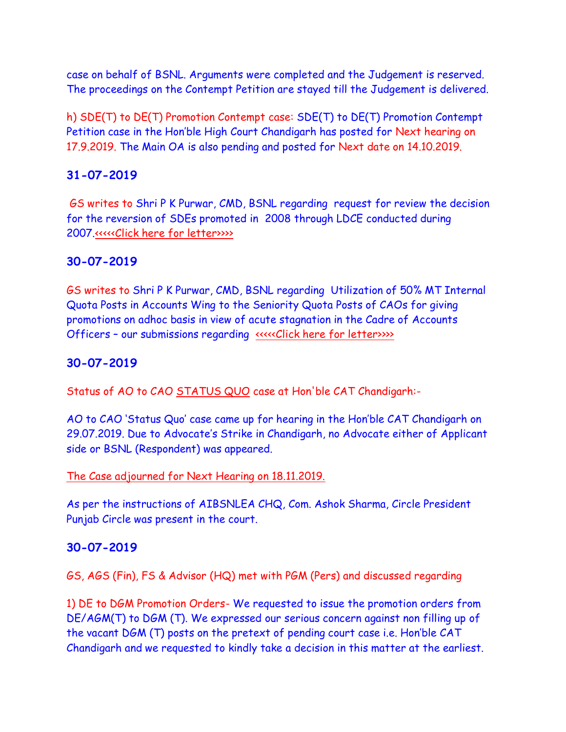case on behalf of BSNL. Arguments were completed and the Judgement is reserved. The proceedings on the Contempt Petition are stayed till the Judgement is delivered.

h) SDE(T) to DE(T) Promotion Contempt case: SDE(T) to DE(T) Promotion Contempt Petition case in the Hon'ble High Court Chandigarh has posted for Next hearing on 17.9.2019. The Main OA is also pending and posted for Next date on 14.10.2019.

### 31-07-2019

GS writes to Shri P K Purwar, CMD, BSNL regarding request for review the decision for the reversion of SDEs promoted in 2008 through LDCE conducted during 2007.<<<<<Click here for letter>>>>

### 30-07-2019

GS writes to Shri P K Purwar, CMD, BSNL regarding Utilization of 50% MT Internal Quota Posts in Accounts Wing to the Seniority Quota Posts of CAOs for giving promotions on adhoc basis in view of acute stagnation in the Cadre of Accounts Officers – our submissions regarding <<<<<Click here for letter>>>>

### 30-07-2019

Status of AO to CAO STATUS QUO case at Hon'ble CAT Chandigarh:-

AO to CAO 'Status Quo' case came up for hearing in the Hon'ble CAT Chandigarh on 29.07.2019. Due to Advocate's Strike in Chandigarh, no Advocate either of Applicant side or BSNL (Respondent) was appeared.

The Case adjourned for Next Hearing on 18.11.2019.

As per the instructions of AIBSNLEA CHQ, Com. Ashok Sharma, Circle President Punjab Circle was present in the court.

### 30-07-2019

GS, AGS (Fin), FS & Advisor (HQ) met with PGM (Pers) and discussed regarding

1) DE to DGM Promotion Orders- We requested to issue the promotion orders from DE/AGM(T) to DGM (T). We expressed our serious concern against non filling up of the vacant DGM (T) posts on the pretext of pending court case i.e. Hon'ble CAT Chandigarh and we requested to kindly take a decision in this matter at the earliest.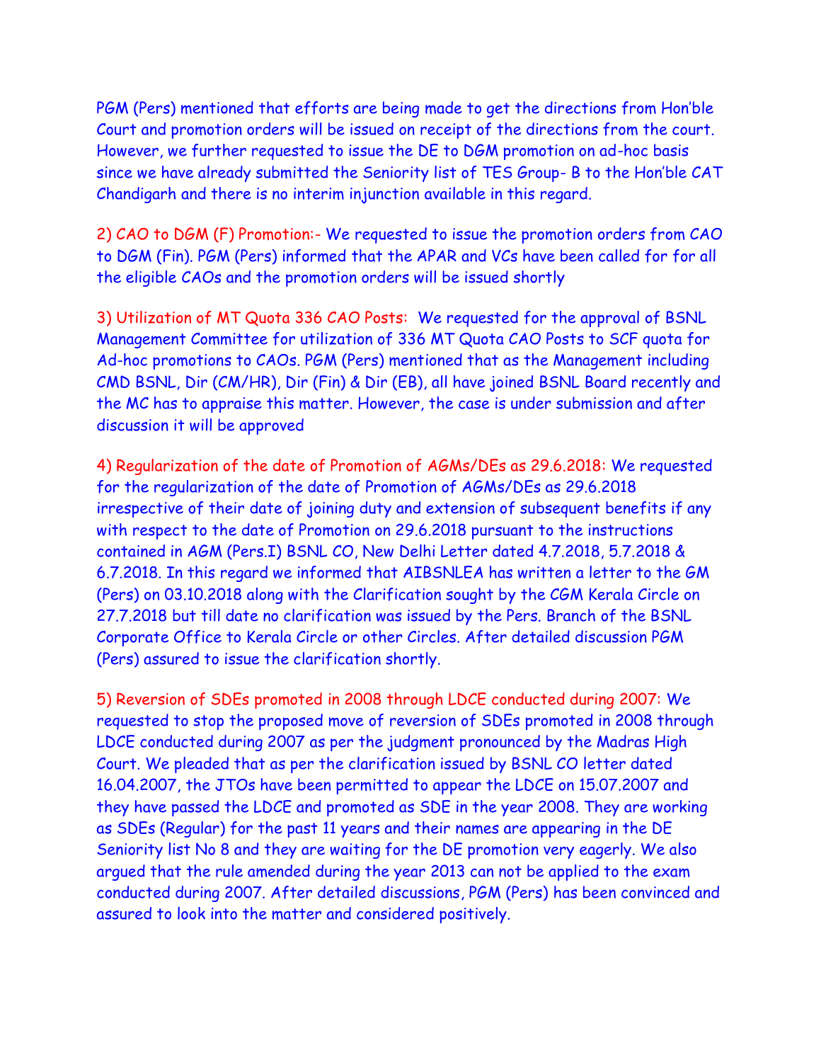PGM (Pers) mentioned that efforts are being made to get the directions from Hon'ble Court and promotion orders will be issued on receipt of the directions from the court. However, we further requested to issue the DE to DGM promotion on ad-hoc basis since we have already submitted the Seniority list of TES Group- B to the Hon'ble CAT Chandigarh and there is no interim injunction available in this regard.

2) CAO to DGM (F) Promotion:- We requested to issue the promotion orders from CAO to DGM (Fin). PGM (Pers) informed that the APAR and VCs have been called for for all the eligible CAOs and the promotion orders will be issued shortly

3) Utilization of MT Quota 336 CAO Posts: We requested for the approval of BSNL Management Committee for utilization of 336 MT Quota CAO Posts to SCF quota for Ad-hoc promotions to CAOs. PGM (Pers) mentioned that as the Management including CMD BSNL, Dir (CM/HR), Dir (Fin) & Dir (EB), all have joined BSNL Board recently and the MC has to appraise this matter. However, the case is under submission and after discussion it will be approved

4) Regularization of the date of Promotion of AGMs/DEs as 29.6.2018: We requested for the regularization of the date of Promotion of AGMs/DEs as 29.6.2018 irrespective of their date of joining duty and extension of subsequent benefits if any with respect to the date of Promotion on 29.6.2018 pursuant to the instructions contained in AGM (Pers.I) BSNL CO, New Delhi Letter dated 4.7.2018, 5.7.2018 & 6.7.2018. In this regard we informed that AIBSNLEA has written a letter to the GM (Pers) on 03.10.2018 along with the Clarification sought by the CGM Kerala Circle on 27.7.2018 but till date no clarification was issued by the Pers. Branch of the BSNL Corporate Office to Kerala Circle or other Circles. After detailed discussion PGM (Pers) assured to issue the clarification shortly.

5) Reversion of SDEs promoted in 2008 through LDCE conducted during 2007: We requested to stop the proposed move of reversion of SDEs promoted in 2008 through LDCE conducted during 2007 as per the judgment pronounced by the Madras High Court. We pleaded that as per the clarification issued by BSNL CO letter dated 16.04.2007, the JTOs have been permitted to appear the LDCE on 15.07.2007 and they have passed the LDCE and promoted as SDE in the year 2008. They are working as SDEs (Regular) for the past 11 years and their names are appearing in the DE Seniority list No 8 and they are waiting for the DE promotion very eagerly. We also argued that the rule amended during the year 2013 can not be applied to the exam conducted during 2007. After detailed discussions, PGM (Pers) has been convinced and assured to look into the matter and considered positively.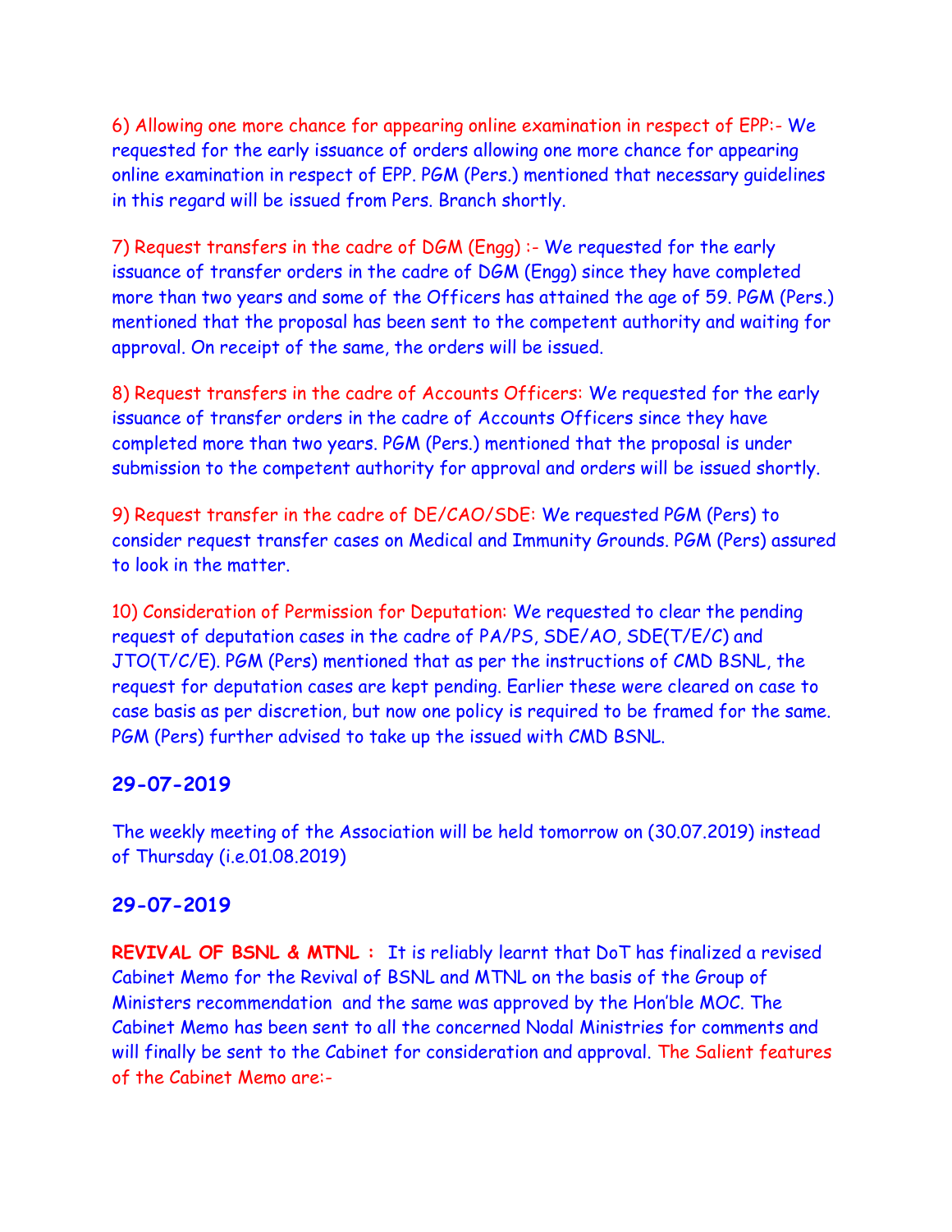6) Allowing one more chance for appearing online examination in respect of EPP:- We requested for the early issuance of orders allowing one more chance for appearing online examination in respect of EPP. PGM (Pers.) mentioned that necessary guidelines in this regard will be issued from Pers. Branch shortly.

7) Request transfers in the cadre of DGM (Engg) :- We requested for the early issuance of transfer orders in the cadre of DGM (Engg) since they have completed more than two years and some of the Officers has attained the age of 59. PGM (Pers.) mentioned that the proposal has been sent to the competent authority and waiting for approval. On receipt of the same, the orders will be issued.

8) Request transfers in the cadre of Accounts Officers: We requested for the early issuance of transfer orders in the cadre of Accounts Officers since they have completed more than two years. PGM (Pers.) mentioned that the proposal is under submission to the competent authority for approval and orders will be issued shortly.

9) Request transfer in the cadre of DE/CAO/SDE: We requested PGM (Pers) to consider request transfer cases on Medical and Immunity Grounds. PGM (Pers) assured to look in the matter.

10) Consideration of Permission for Deputation: We requested to clear the pending request of deputation cases in the cadre of PA/PS, SDE/AO, SDE(T/E/C) and JTO(T/C/E). PGM (Pers) mentioned that as per the instructions of CMD BSNL, the request for deputation cases are kept pending. Earlier these were cleared on case to case basis as per discretion, but now one policy is required to be framed for the same. PGM (Pers) further advised to take up the issued with CMD BSNL.

## 29-07-2019

The weekly meeting of the Association will be held tomorrow on (30.07.2019) instead of Thursday (i.e.01.08.2019)

## 29-07-2019

**REVIVAL OF BSNL & MTNL :** It is reliably learnt that DoT has finalized a revised Cabinet Memo for the Revival of BSNL and MTNL on the basis of the Group of Ministers recommendation and the same was approved by the Hon'ble MOC. The Cabinet Memo has been sent to all the concerned Nodal Ministries for comments and will finally be sent to the Cabinet for consideration and approval. The Salient features of the Cabinet Memo are:-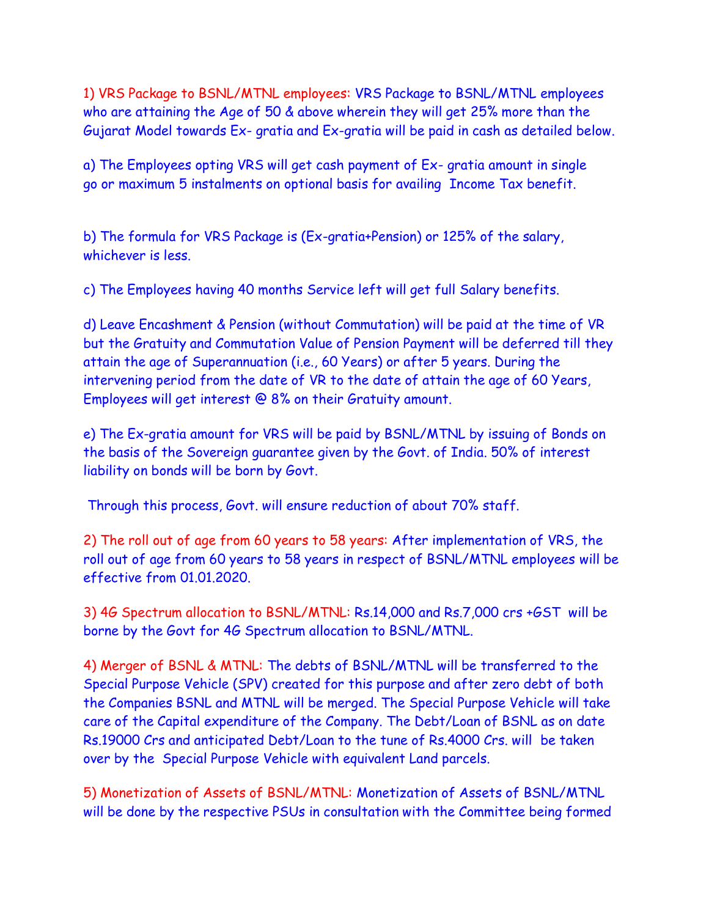1) VRS Package to BSNL/MTNL employees: VRS Package to BSNL/MTNL employees who are attaining the Age of 50 & above wherein they will get 25% more than the Gujarat Model towards Ex- gratia and Ex-gratia will be paid in cash as detailed below.

a) The Employees opting VRS will get cash payment of Ex- gratia amount in single go or maximum 5 instalments on optional basis for availing Income Tax benefit.

b) The formula for VRS Package is (Ex-gratia+Pension) or 125% of the salary, whichever is less.

c) The Employees having 40 months Service left will get full Salary benefits.

d) Leave Encashment & Pension (without Commutation) will be paid at the time of VR but the Gratuity and Commutation Value of Pension Payment will be deferred till they attain the age of Superannuation (i.e., 60 Years) or after 5 years. During the intervening period from the date of VR to the date of attain the age of 60 Years, Employees will get interest @ 8% on their Gratuity amount.

e) The Ex-gratia amount for VRS will be paid by BSNL/MTNL by issuing of Bonds on the basis of the Sovereign guarantee given by the Govt. of India. 50% of interest liability on bonds will be born by Govt.

Through this process, Govt. will ensure reduction of about 70% staff.

2) The roll out of age from 60 years to 58 years: After implementation of VRS, the roll out of age from 60 years to 58 years in respect of BSNL/MTNL employees will be effective from 01.01.2020.

3) 4G Spectrum allocation to BSNL/MTNL: Rs.14,000 and Rs.7,000 crs +GST will be borne by the Govt for 4G Spectrum allocation to BSNL/MTNL.

4) Merger of BSNL & MTNL: The debts of BSNL/MTNL will be transferred to the Special Purpose Vehicle (SPV) created for this purpose and after zero debt of both the Companies BSNL and MTNL will be merged. The Special Purpose Vehicle will take care of the Capital expenditure of the Company. The Debt/Loan of BSNL as on date Rs.19000 Crs and anticipated Debt/Loan to the tune of Rs.4000 Crs. will be taken over by the Special Purpose Vehicle with equivalent Land parcels.

5) Monetization of Assets of BSNL/MTNL: Monetization of Assets of BSNL/MTNL will be done by the respective PSUs in consultation with the Committee being formed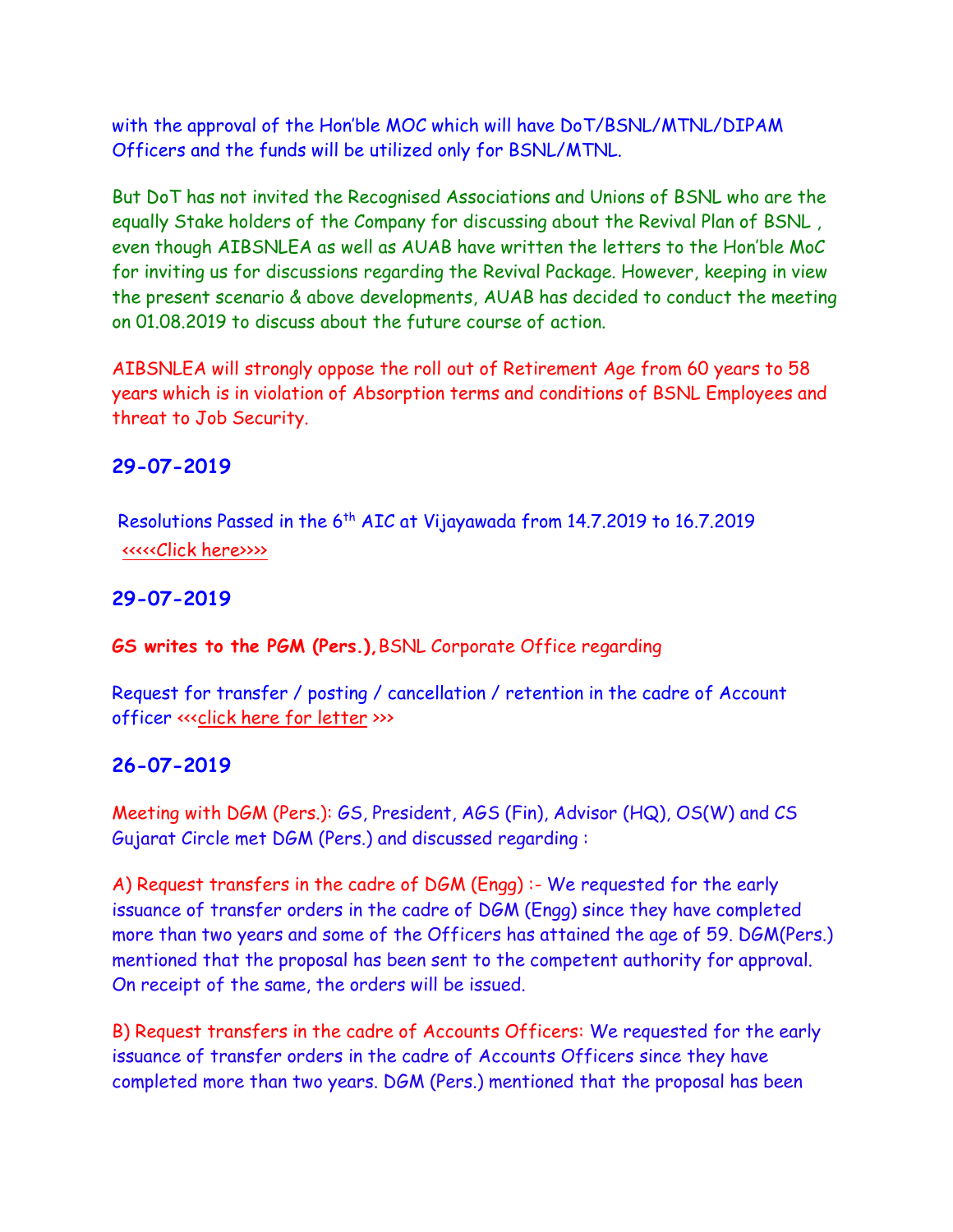with the approval of the Hon'ble MOC which will have DoT/BSNL/MTNL/DIPAM Officers and the funds will be utilized only for BSNL/MTNL.

But DoT has not invited the Recognised Associations and Unions of BSNL who are the equally Stake holders of the Company for discussing about the Revival Plan of BSNL , even though AIBSNLEA as well as AUAB have written the letters to the Hon'ble MoC for inviting us for discussions regarding the Revival Package. However, keeping in view the present scenario & above developments, AUAB has decided to conduct the meeting on 01.08.2019 to discuss about the future course of action.

AIBSNLEA will strongly oppose the roll out of Retirement Age from 60 years to 58 years which is in violation of Absorption terms and conditions of BSNL Employees and threat to Job Security.

## 29-07-2019

Resolutions Passed in the 6th AIC at Vijayawada from 14.7.2019 to 16.7.2019 <<<<<Click here>>>>

## 29-07-2019

**GS writes to the PGM (Pers.),** BSNL Corporate Office regarding

Request for transfer / posting / cancellation / retention in the cadre of Account officer <<<click here for letter >>>

## 26-07-2019

Meeting with DGM (Pers.): GS, President, AGS (Fin), Advisor (HQ), OS(W) and CS Gujarat Circle met DGM (Pers.) and discussed regarding :

A) Request transfers in the cadre of DGM (Engg) :- We requested for the early issuance of transfer orders in the cadre of DGM (Engg) since they have completed more than two years and some of the Officers has attained the age of 59. DGM(Pers.) mentioned that the proposal has been sent to the competent authority for approval. On receipt of the same, the orders will be issued.

B) Request transfers in the cadre of Accounts Officers: We requested for the early issuance of transfer orders in the cadre of Accounts Officers since they have completed more than two years. DGM (Pers.) mentioned that the proposal has been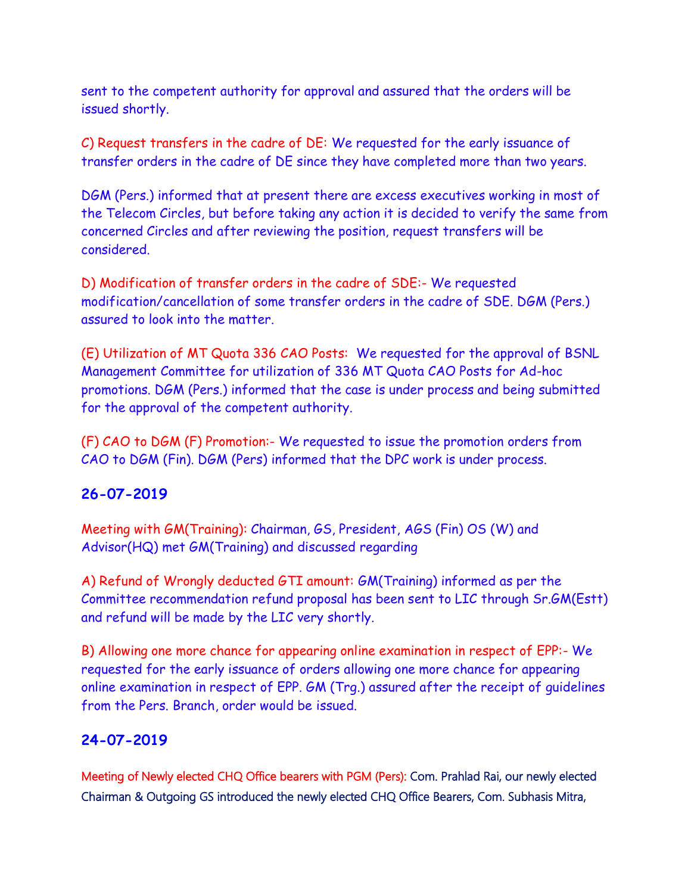sent to the competent authority for approval and assured that the orders will be issued shortly.

C) Request transfers in the cadre of DE: We requested for the early issuance of transfer orders in the cadre of DE since they have completed more than two years.

DGM (Pers.) informed that at present there are excess executives working in most of the Telecom Circles, but before taking any action it is decided to verify the same from concerned Circles and after reviewing the position, request transfers will be considered.

D) Modification of transfer orders in the cadre of SDE:- We requested modification/cancellation of some transfer orders in the cadre of SDE. DGM (Pers.) assured to look into the matter.

(E) Utilization of MT Quota 336 CAO Posts: We requested for the approval of BSNL Management Committee for utilization of 336 MT Quota CAO Posts for Ad-hoc promotions. DGM (Pers.) informed that the case is under process and being submitted for the approval of the competent authority.

(F) CAO to DGM (F) Promotion:- We requested to issue the promotion orders from CAO to DGM (Fin). DGM (Pers) informed that the DPC work is under process.

## 26-07-2019

Meeting with GM(Training): Chairman, GS, President, AGS (Fin) OS (W) and Advisor(HQ) met GM(Training) and discussed regarding

A) Refund of Wrongly deducted GTI amount: GM(Training) informed as per the Committee recommendation refund proposal has been sent to LIC through Sr.GM(Estt) and refund will be made by the LIC very shortly.

B) Allowing one more chance for appearing online examination in respect of EPP:- We requested for the early issuance of orders allowing one more chance for appearing online examination in respect of EPP. GM (Trg.) assured after the receipt of guidelines from the Pers. Branch, order would be issued.

## 24-07-2019

Meeting of Newly elected CHQ Office bearers with PGM (Pers): Com. Prahlad Rai, our newly elected Chairman & Outgoing GS introduced the newly elected CHQ Office Bearers, Com. Subhasis Mitra,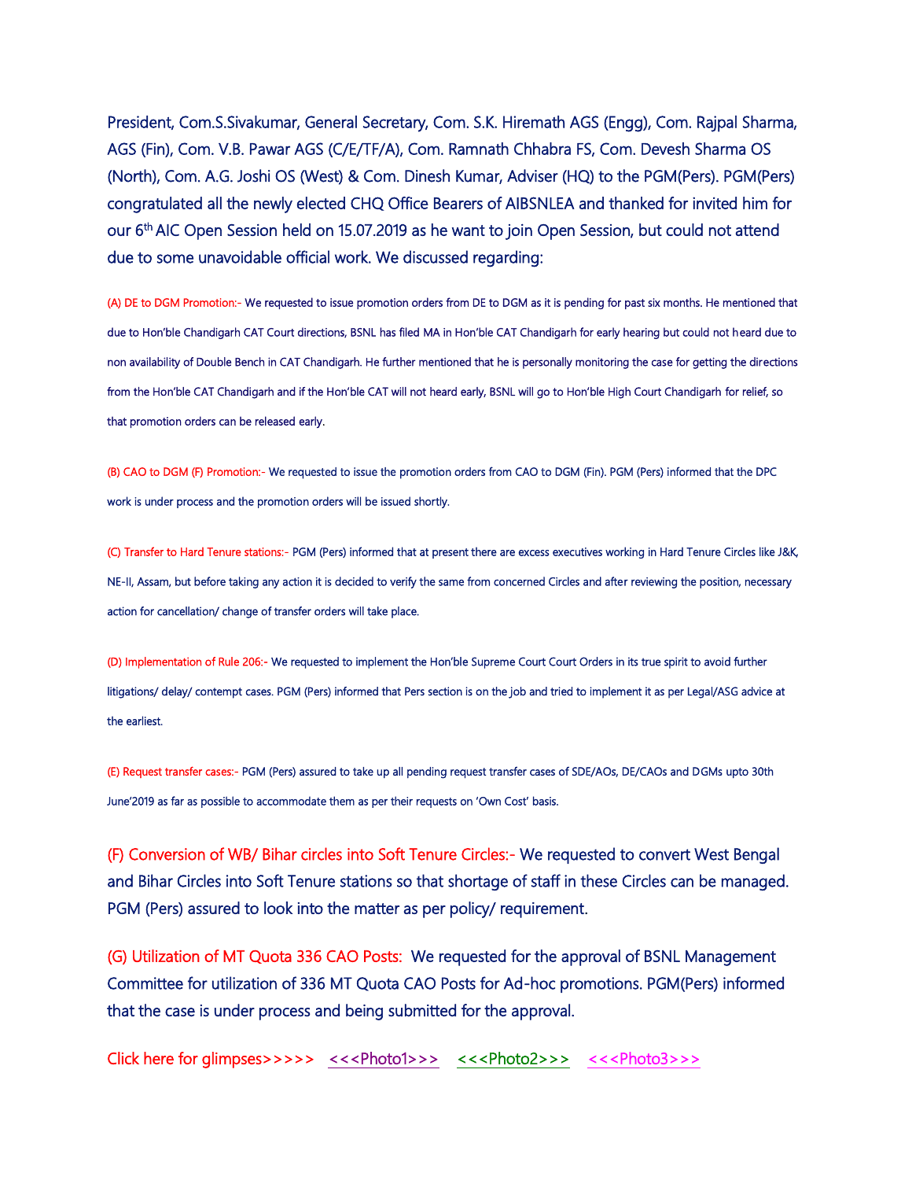President, Com.S.Sivakumar, General Secretary, Com. S.K. Hiremath AGS (Engg), Com. Rajpal Sharma, AGS (Fin), Com. V.B. Pawar AGS (C/E/TF/A), Com. Ramnath Chhabra FS, Com. Devesh Sharma OS (North), Com. A.G. Joshi OS (West) & Com. Dinesh Kumar, Adviser (HQ) to the PGM(Pers). PGM(Pers) congratulated all the newly elected CHQ Office Bearers of AIBSNLEA and thanked for invited him for our 6th AIC Open Session held on 15.07.2019 as he want to join Open Session, but could not attend due to some unavoidable official work. We discussed regarding:

(A) DE to DGM Promotion:- We requested to issue promotion orders from DE to DGM as it is pending for past six months. He mentioned that due to Hon'ble Chandigarh CAT Court directions, BSNL has filed MA in Hon'ble CAT Chandigarh for early hearing but could not heard due to non availability of Double Bench in CAT Chandigarh. He further mentioned that he is personally monitoring the case for getting the directions from the Hon'ble CAT Chandigarh and if the Hon'ble CAT will not heard early, BSNL will go to Hon'ble High Court Chandigarh for relief, so that promotion orders can be released early.

(B) CAO to DGM (F) Promotion:- We requested to issue the promotion orders from CAO to DGM (Fin). PGM (Pers) informed that the DPC work is under process and the promotion orders will be issued shortly.

(C) Transfer to Hard Tenure stations:- PGM (Pers) informed that at present there are excess executives working in Hard Tenure Circles like J&K, NE-II, Assam, but before taking any action it is decided to verify the same from concerned Circles and after reviewing the position, necessary action for cancellation/ change of transfer orders will take place.

(D) Implementation of Rule 206:- We requested to implement the Hon'ble Supreme Court Court Orders in its true spirit to avoid further litigations/ delay/ contempt cases. PGM (Pers) informed that Pers section is on the job and tried to implement it as per Legal/ASG advice at the earliest.

(E) Request transfer cases:- PGM (Pers) assured to take up all pending request transfer cases of SDE/AOs, DE/CAOs and DGMs upto 30th June'2019 as far as possible to accommodate them as per their requests on 'Own Cost' basis.

(F) Conversion of WB/ Bihar circles into Soft Tenure Circles:- We requested to convert West Bengal and Bihar Circles into Soft Tenure stations so that shortage of staff in these Circles can be managed. PGM (Pers) assured to look into the matter as per policy/ requirement.

(G) Utilization of MT Quota 336 CAO Posts: We requested for the approval of BSNL Management Committee for utilization of 336 MT Quota CAO Posts for Ad-hoc promotions. PGM(Pers) informed that the case is under process and being submitted for the approval.

Click here for glimpses>>>>> <<<Photo1>>> <<<Photo2>>> <<<Photo3>>>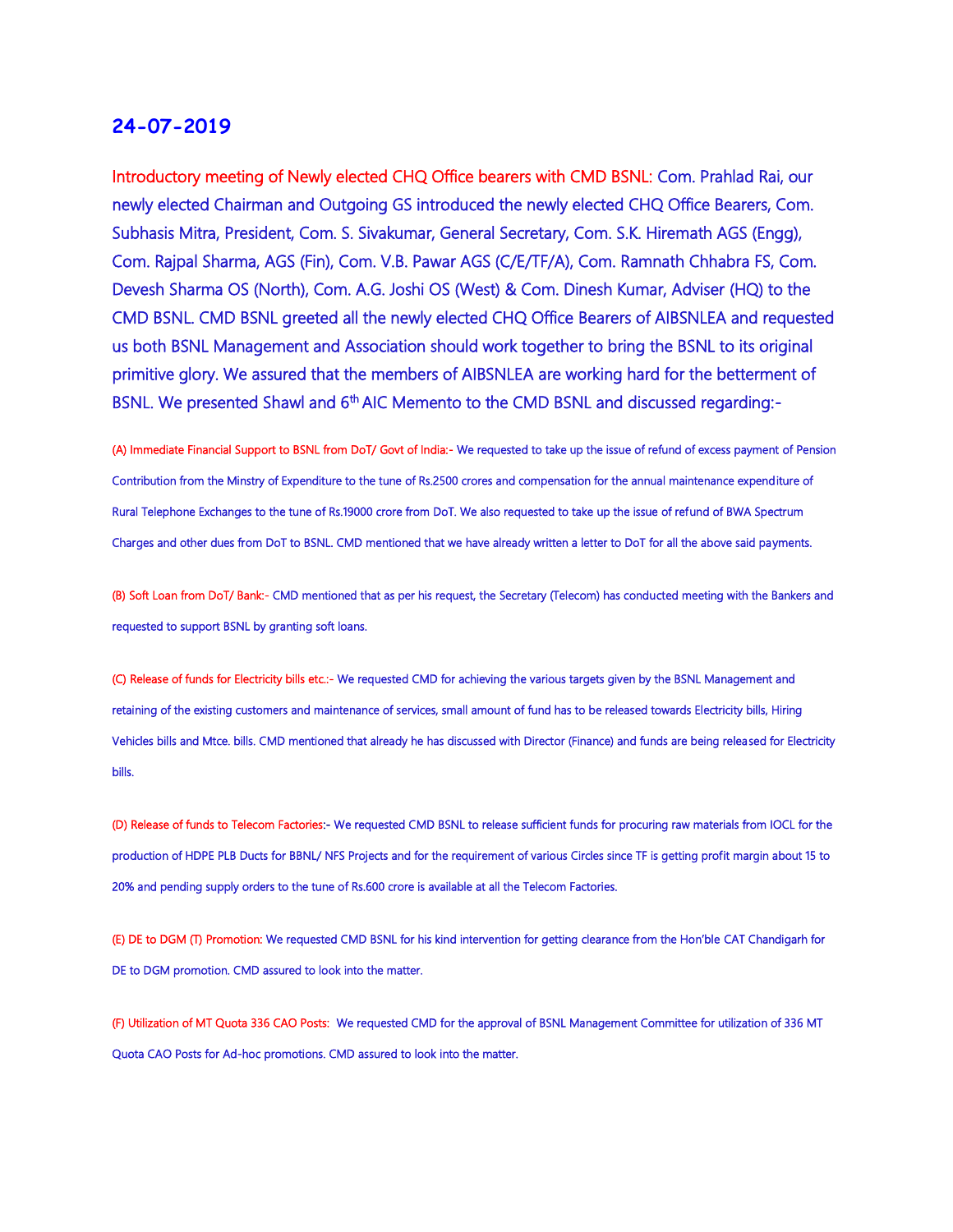## 24-07-2019

**Introductory meeting of Newly elected CHQ Office bearers with CMD BSNL:** Com. Prahlad Rai, our newly elected Chairman and Outgoing GS introduced the newly elected CHQ Office Bearers, Com. Subhasis Mitra, President, Com. S. Sivakumar, General Secretary, Com. S.K. Hiremath AGS (Engg), Com. Rajpal Sharma, AGS (Fin), Com. V.B. Pawar AGS (C/E/TF/A), Com. Ramnath Chhabra FS, Com. Devesh Sharma OS (North), Com. A.G. Joshi OS (West) & Com. Dinesh Kumar, Adviser (HQ) to the CMD BSNL. CMD BSNL greeted all the newly elected CHQ Office Bearers of AIBSNLEA and requested us both BSNL Management and Association should work together to bring the BSNL to its original primitive glory. We assured that the members of AIBSNLEA are working hard for the betterment of BSNL. We presented Shawl and 6th AIC Memento to the CMD BSNL and discussed regarding:-

**(A) Immediate Financial Support to BSNL from DoT/ Govt of India:-** We requested to take up the issue of refund of excess payment of Pension Contribution from the Minstry of Expenditure to the tune of Rs.2500 crores and compensation for the annual maintenance expenditure of Rural Telephone Exchanges to the tune of Rs.19000 crore from DoT. We also requested to take up the issue of refund of BWA Spectrum Charges and other dues from DoT to BSNL. CMD mentioned that we have already written a letter to DoT for all the above said payments.

**(B) Soft Loan from DoT/ Bank:-** CMD mentioned that as per his request, the Secretary (Telecom) has conducted meeting with the Bankers and requested to support BSNL by granting soft loans.

**(C) Release of funds for Electricity bills etc.:-** We requested CMD for achieving the various targets given by the BSNL Management and retaining of the existing customers and maintenance of services, small amount of fund has to be released towards Electricity bills, Hiring Vehicles bills and Mtce. bills. CMD mentioned that already he has discussed with Director (Finance) and funds are being released for Electricity bills.

**(D) Release of funds to Telecom Factories:-** We requested CMD BSNL to release sufficient funds for procuring raw materials from IOCL for the production of HDPE PLB Ducts for BBNL/ NFS Projects and for the requirement of various Circles since TF is getting profit margin about 15 to 20% and pending supply orders to the tune of Rs.600 crore is available at all the Telecom Factories.

**(E) DE to DGM (T) Promotion:** We requested CMD BSNL for his kind intervention for getting clearance from the Hon'ble CAT Chandigarh for DE to DGM promotion. CMD assured to look into the matter.

**(F) Utilization of MT Quota 336 CAO Posts:** We requested CMD for the approval of BSNL Management Committee for utilization of 336 MT Quota CAO Posts for Ad-hoc promotions. CMD assured to look into the matter.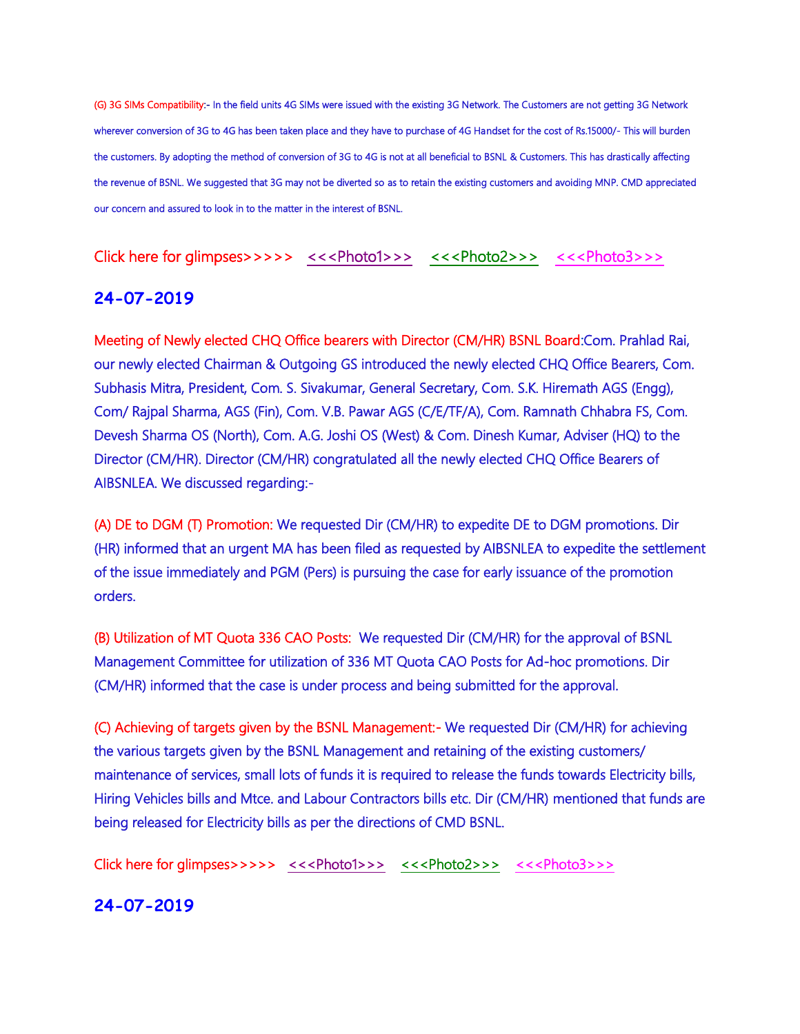(G) 3G SIMs Compatibility:- In the field units 4G SIMs were issued with the existing 3G Network. The Customers are not getting 3G Network wherever conversion of 3G to 4G has been taken place and they have to purchase of 4G Handset for the cost of Rs.15000/- This will burden the customers. By adopting the method of conversion of 3G to 4G is not at all beneficial to BSNL & Customers. This has drastically affecting the revenue of BSNL. We suggested that 3G may not be diverted so as to retain the existing customers and avoiding MNP. CMD appreciated our concern and assured to look in to the matter in the interest of BSNL.

Click here for glimpses>>>>> <<<Photo1>>> <<<Photo2>>> <<<Photo3>>>

## 24-07-2019

Meeting of Newly elected CHQ Office bearers with Director (CM/HR) BSNL Board:Com. Prahlad Rai, our newly elected Chairman & Outgoing GS introduced the newly elected CHQ Office Bearers, Com. Subhasis Mitra, President, Com. S. Sivakumar, General Secretary, Com. S.K. Hiremath AGS (Engg), Com/ Rajpal Sharma, AGS (Fin), Com. V.B. Pawar AGS (C/E/TF/A), Com. Ramnath Chhabra FS, Com. Devesh Sharma OS (North), Com. A.G. Joshi OS (West) & Com. Dinesh Kumar, Adviser (HQ) to the Director (CM/HR). Director (CM/HR) congratulated all the newly elected CHQ Office Bearers of AIBSNLEA. We discussed regarding:-

(A) DE to DGM (T) Promotion: We requested Dir (CM/HR) to expedite DE to DGM promotions. Dir (HR) informed that an urgent MA has been filed as requested by AIBSNLEA to expedite the settlement of the issue immediately and PGM (Pers) is pursuing the case for early issuance of the promotion orders.

(B) Utilization of MT Quota 336 CAO Posts: We requested Dir (CM/HR) for the approval of BSNL Management Committee for utilization of 336 MT Quota CAO Posts for Ad-hoc promotions. Dir (CM/HR) informed that the case is under process and being submitted for the approval.

(C) Achieving of targets given by the BSNL Management:- We requested Dir (CM/HR) for achieving the various targets given by the BSNL Management and retaining of the existing customers/ maintenance of services, small lots of funds it is required to release the funds towards Electricity bills, Hiring Vehicles bills and Mtce. and Labour Contractors bills etc. Dir (CM/HR) mentioned that funds are being released for Electricity bills as per the directions of CMD BSNL.

Click here for glimpses>>>>> <<<Photo1>>> <<<Photo2>>> <<<Photo3>>>

## 24-07-2019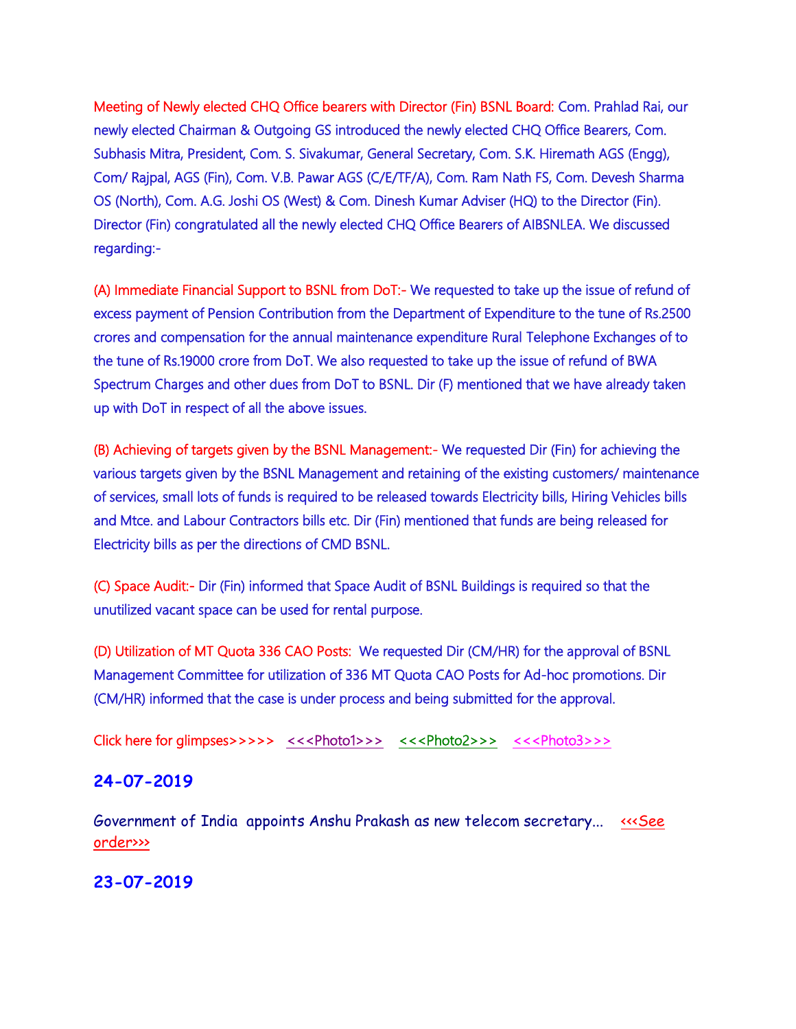Meeting of Newly elected CHQ Office bearers with Director (Fin) BSNL Board: Com. Prahlad Rai, our newly elected Chairman & Outgoing GS introduced the newly elected CHQ Office Bearers, Com. Subhasis Mitra, President, Com. S. Sivakumar, General Secretary, Com. S.K. Hiremath AGS (Engg), Com/ Rajpal, AGS (Fin), Com. V.B. Pawar AGS (C/E/TF/A), Com. Ram Nath FS, Com. Devesh Sharma OS (North), Com. A.G. Joshi OS (West) & Com. Dinesh Kumar Adviser (HQ) to the Director (Fin). Director (Fin) congratulated all the newly elected CHQ Office Bearers of AIBSNLEA. We discussed regarding:-

(A) Immediate Financial Support to BSNL from DoT:- We requested to take up the issue of refund of excess payment of Pension Contribution from the Department of Expenditure to the tune of Rs.2500 crores and compensation for the annual maintenance expenditure Rural Telephone Exchanges of to the tune of Rs.19000 crore from DoT. We also requested to take up the issue of refund of BWA Spectrum Charges and other dues from DoT to BSNL. Dir (F) mentioned that we have already taken up with DoT in respect of all the above issues.

(B) Achieving of targets given by the BSNL Management:- We requested Dir (Fin) for achieving the various targets given by the BSNL Management and retaining of the existing customers/ maintenance of services, small lots of funds is required to be released towards Electricity bills, Hiring Vehicles bills and Mtce. and Labour Contractors bills etc. Dir (Fin) mentioned that funds are being released for Electricity bills as per the directions of CMD BSNL.

(C) Space Audit:- Dir (Fin) informed that Space Audit of BSNL Buildings is required so that the unutilized vacant space can be used for rental purpose.

(D) Utilization of MT Quota 336 CAO Posts: We requested Dir (CM/HR) for the approval of BSNL Management Committee for utilization of 336 MT Quota CAO Posts for Ad-hoc promotions. Dir (CM/HR) informed that the case is under process and being submitted for the approval.

Click here for glimpses>>>>> <<<Photo1>>> <<<Photo2>>> <<<Photo3>>>

## 24-07-2019

Government of India appoints Anshu Prakash as new telecom secretary... <<<See order>>>

## 23-07-2019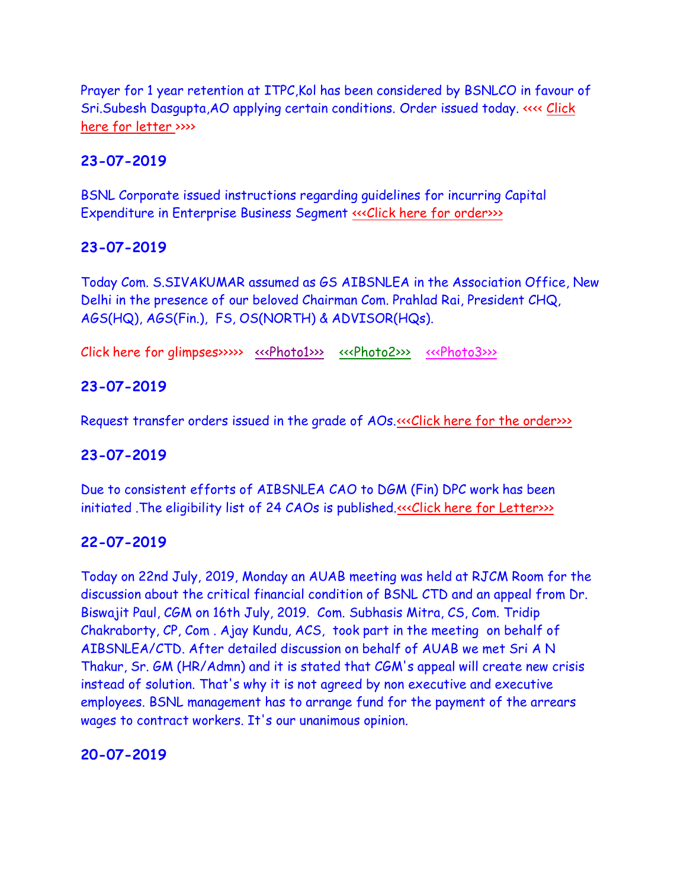Prayer for 1 year retention at ITPC,Kol has been considered by BSNLCO in favour of Sri.Subesh Dasgupta,AO applying certain conditions. Order issued today. <<<< Click here for letter >>>>

## 23-07-2019

BSNL Corporate issued instructions regarding guidelines for incurring Capital Expenditure in Enterprise Business Segment <<<Click here for order>>>

## 23-07-2019

Today Com. S.SIVAKUMAR assumed as GS AIBSNLEA in the Association Office, New Delhi in the presence of our beloved Chairman Com. Prahlad Rai, President CHQ, AGS(HQ), AGS(Fin.), FS, OS(NORTH) & ADVISOR(HQs).

Click here for glimpses>>>>> <<<Photo1>>> <<<Photo2>>> <<<Photo3>>>

## 23-07-2019

Request transfer orders issued in the grade of AOs.<<<Click here for the order>>>

## 23-07-2019

Due to consistent efforts of AIBSNLEA CAO to DGM (Fin) DPC work has been initiated .The eligibility list of 24 CAOs is published.<<<Click here for Letter>>>

## 22-07-2019

Today on 22nd July, 2019, Monday an AUAB meeting was held at RJCM Room for the discussion about the critical financial condition of BSNL CTD and an appeal from Dr. Biswajit Paul, CGM on 16th July, 2019. Com. Subhasis Mitra, CS, Com. Tridip Chakraborty, CP, Com . Ajay Kundu, ACS, took part in the meeting on behalf of AIBSNLEA/CTD. After detailed discussion on behalf of AUAB we met Sri A N Thakur, Sr. GM (HR/Admn) and it is stated that CGM's appeal will create new crisis instead of solution. That's why it is not agreed by non executive and executive employees. BSNL management has to arrange fund for the payment of the arrears wages to contract workers. It's our unanimous opinion.

## 20-07-2019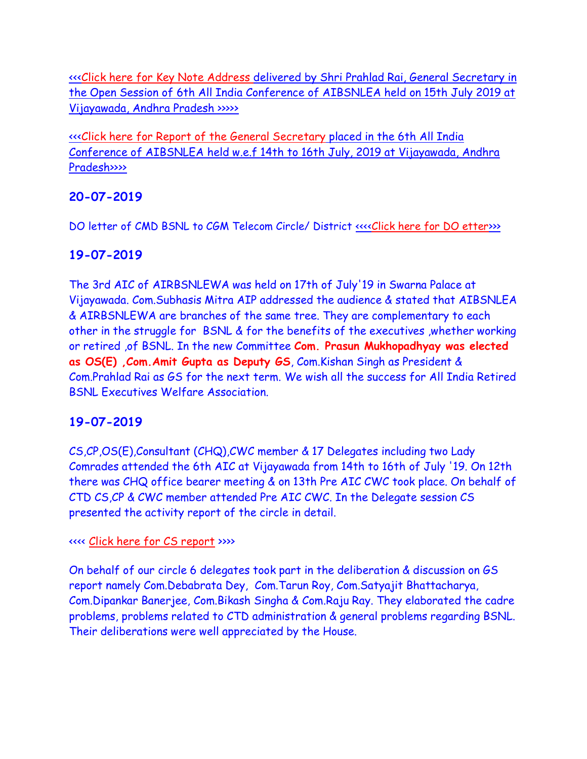<<<Click here for Key Note Address delivered by Shri Prahlad Rai, General Secretary in the Open Session of 6th All India Conference of AIBSNLEA held on 15th July 2019 at Vijayawada, Andhra Pradesh >>>>>

<<<Click here for Report of the General Secretary placed in the 6th All India Conference of AIBSNLEA held w.e.f 14th to 16th July, 2019 at Vijayawada, Andhra Pradesh>>>>

## 20-07-2019

DO letter of CMD BSNL to CGM Telecom Circle/ District <<<<Click here for DO etter>>>

## 19-07-2019

The 3rd AIC of AIRBSNLEWA was held on 17th of July'19 in Swarna Palace at Vijayawada. Com.Subhasis Mitra AIP addressed the audience & stated that AIBSNLEA & AIRBSNLEWA are branches of the same tree. They are complementary to each other in the struggle for BSNL & for the benefits of the executives ,whether working or retired ,of BSNL. In the new Committee **Com. Prasun Mukhopadhyay was elected as OS(E) ,Com.Amit Gupta as Deputy GS**, Com.Kishan Singh as President & Com.Prahlad Rai as GS for the next term. We wish all the success for All India Retired BSNL Executives Welfare Association.

## 19-07-2019

CS,CP,OS(E),Consultant (CHQ),CWC member & 17 Delegates including two Lady Comrades attended the 6th AIC at Vijayawada from 14th to 16th of July '19. On 12th there was CHQ office bearer meeting & on 13th Pre AIC CWC took place. On behalf of CTD CS,CP & CWC member attended Pre AIC CWC. In the Delegate session CS presented the activity report of the circle in detail.

<<<< Click here for CS report >>>>

On behalf of our circle 6 delegates took part in the deliberation & discussion on GS report namely Com.Debabrata Dey, Com.Tarun Roy, Com.Satyajit Bhattacharya, Com.Dipankar Banerjee, Com.Bikash Singha & Com.Raju Ray. They elaborated the cadre problems, problems related to CTD administration & general problems regarding BSNL. Their deliberations were well appreciated by the House.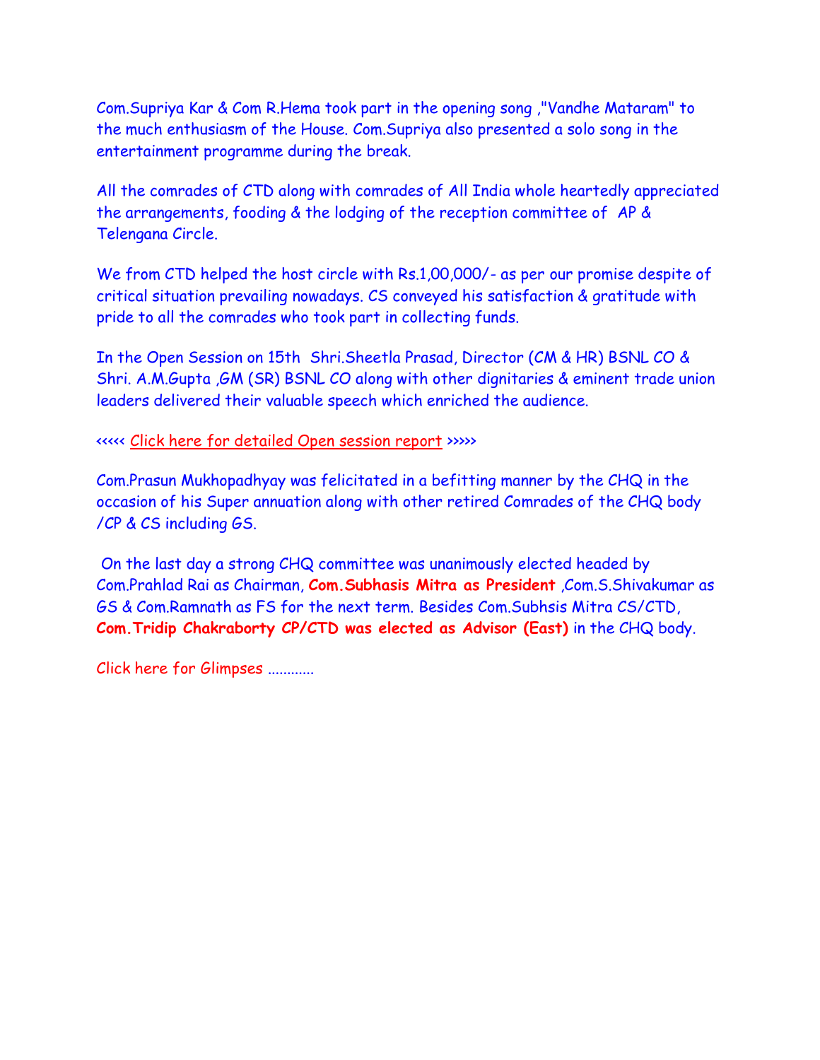Com.Supriya Kar & Com R.Hema took part in the opening song ,"Vandhe Mataram" to the much enthusiasm of the House. Com.Supriya also presented a solo song in the entertainment programme during the break.

All the comrades of CTD along with comrades of All India whole heartedly appreciated the arrangements, fooding & the lodging of the reception committee of AP & Telengana Circle.

We from CTD helped the host circle with Rs.1,00,000/- as per our promise despite of critical situation prevailing nowadays. CS conveyed his satisfaction & gratitude with pride to all the comrades who took part in collecting funds.

In the Open Session on 15th Shri.Sheetla Prasad, Director (CM & HR) BSNL CO & Shri. A.M.Gupta ,GM (SR) BSNL CO along with other dignitaries & eminent trade union leaders delivered their valuable speech which enriched the audience.

<<<<< Click here for detailed Open session report >>>>>

Com.Prasun Mukhopadhyay was felicitated in a befitting manner by the CHQ in the occasion of his Super annuation along with other retired Comrades of the CHQ body /CP & CS including GS.

On the last day a strong CHQ committee was unanimously elected headed by Com.Prahlad Rai as Chairman, **Com.Subhasis Mitra as President** ,Com.S.Shivakumar as GS & Com.Ramnath as FS for the next term. Besides Com.Subhsis Mitra CS/CTD, **Com.Tridip Chakraborty CP/CTD was elected as Advisor (East)** in the CHQ body.

Click here for Glimpses ............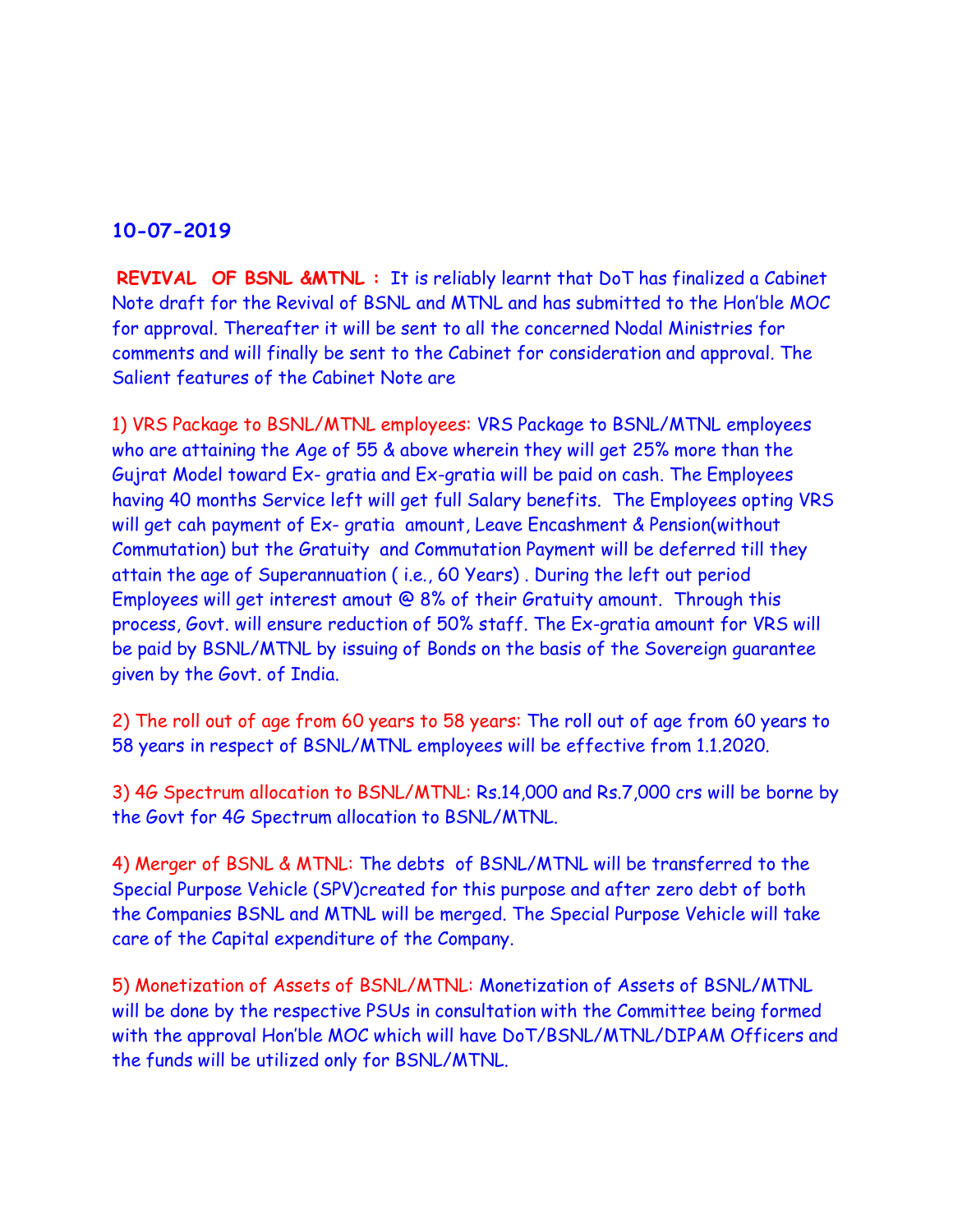**10-07-2019**

**REVIVAL OF BSNL &MTNL :** It is reliably learnt that DoT has finalized a Cabinet Note draft for the Revival of BSNL and MTNL and has submitted to the Hon'ble MOC for approval. Thereafter it will be sent to all the concerned Nodal Ministries for comments and will finally be sent to the Cabinet for consideration and approval. The Salient features of the Cabinet Note are

1) VRS Package to BSNL/MTNL employees: VRS Package to BSNL/MTNL employees who are attaining the Age of 55 & above wherein they will get 25% more than the Gujrat Model toward Ex- gratia and Ex-gratia will be paid on cash. The Employees having 40 months Service left will get full Salary benefits. The Employees opting VRS will get cah payment of Ex- gratia amount, Leave Encashment & Pension(without Commutation) but the Gratuity and Commutation Payment will be deferred till they attain the age of Superannuation ( i.e., 60 Years) . During the left out period Employees will get interest amout @ 8% of their Gratuity amount. Through this process, Govt. will ensure reduction of 50% staff. The Ex-gratia amount for VRS will be paid by BSNL/MTNL by issuing of Bonds on the basis of the Sovereign guarantee given by the Govt. of India.

2) The roll out of age from 60 years to 58 years: The roll out of age from 60 years to 58 years in respect of BSNL/MTNL employees will be effective from 1.1.2020.

3) 4G Spectrum allocation to BSNL/MTNL: Rs.14,000 and Rs.7,000 crs will be borne by the Govt for 4G Spectrum allocation to BSNL/MTNL.

4) Merger of BSNL & MTNL: The debts of BSNL/MTNL will be transferred to the Special Purpose Vehicle (SPV)created for this purpose and after zero debt of both the Companies BSNL and MTNL will be merged. The Special Purpose Vehicle will take care of the Capital expenditure of the Company.

5) Monetization of Assets of BSNL/MTNL: Monetization of Assets of BSNL/MTNL will be done by the respective PSUs in consultation with the Committee being formed with the approval Hon'ble MOC which will have DoT/BSNL/MTNL/DIPAM Officers and the funds will be utilized only for BSNL/MTNL.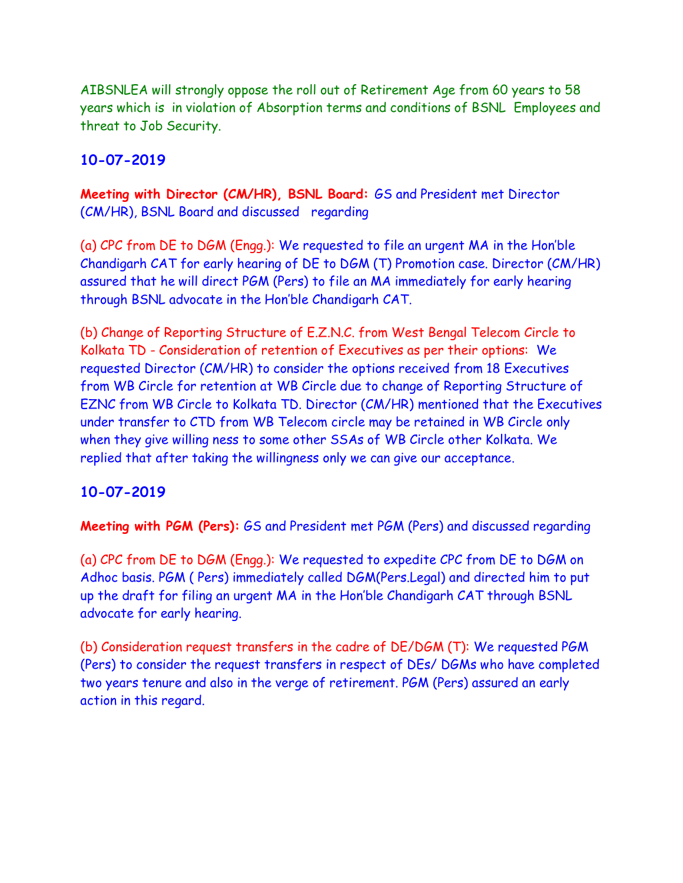AIBSNLEA will strongly oppose the roll out of Retirement Age from 60 years to 58 years which is in violation of Absorption terms and conditions of BSNL Employees and threat to Job Security.

## 10-07-2019

**Meeting with Director (CM/HR), BSNL Board:** GS and President met Director (CM/HR), BSNL Board and discussed regarding

(a) CPC from DE to DGM (Engg.): We requested to file an urgent MA in the Hon'ble Chandigarh CAT for early hearing of DE to DGM (T) Promotion case. Director (CM/HR) assured that he will direct PGM (Pers) to file an MA immediately for early hearing through BSNL advocate in the Hon'ble Chandigarh CAT.

(b) Change of Reporting Structure of E.Z.N.C. from West Bengal Telecom Circle to Kolkata TD - Consideration of retention of Executives as per their options: We requested Director (CM/HR) to consider the options received from 18 Executives from WB Circle for retention at WB Circle due to change of Reporting Structure of EZNC from WB Circle to Kolkata TD. Director (CM/HR) mentioned that the Executives under transfer to CTD from WB Telecom circle may be retained in WB Circle only when they give willing ness to some other SSAs of WB Circle other Kolkata. We replied that after taking the willingness only we can give our acceptance.

## 10-07-2019

**Meeting with PGM (Pers):** GS and President met PGM (Pers) and discussed regarding

(a) CPC from DE to DGM (Engg.): We requested to expedite CPC from DE to DGM on Adhoc basis. PGM ( Pers) immediately called DGM(Pers.Legal) and directed him to put up the draft for filing an urgent MA in the Hon'ble Chandigarh CAT through BSNL advocate for early hearing.

(b) Consideration request transfers in the cadre of DE/DGM (T): We requested PGM (Pers) to consider the request transfers in respect of DEs/ DGMs who have completed two years tenure and also in the verge of retirement. PGM (Pers) assured an early action in this regard.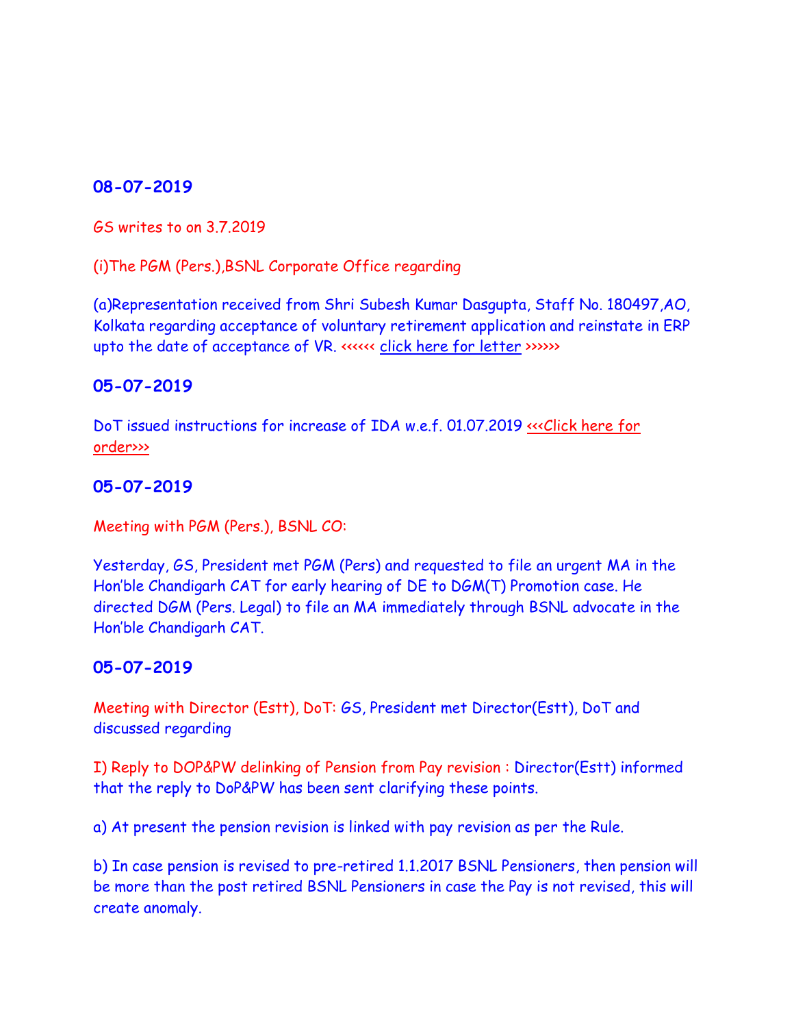### 08-07-2019

GS writes to on 3.7.2019

(i)The PGM (Pers.),BSNL Corporate Office regarding

(a)Representation received from Shri Subesh Kumar Dasgupta, Staff No. 180497,AO, Kolkata regarding acceptance of voluntary retirement application and reinstate in ERP upto the date of acceptance of VR. <<<<<< click here for letter >>>>>>

### 05-07-2019

DoT issued instructions for increase of IDA w.e.f. 01.07.2019 <<<Click here for order>>>

### 05-07-2019

Meeting with PGM (Pers.), BSNL CO:

Yesterday, GS, President met PGM (Pers) and requested to file an urgent MA in the Hon'ble Chandigarh CAT for early hearing of DE to DGM(T) Promotion case. He directed DGM (Pers. Legal) to file an MA immediately through BSNL advocate in the Hon'ble Chandigarh CAT.

### 05-07-2019

Meeting with Director (Estt), DoT: GS, President met Director(Estt), DoT and discussed regarding

I) Reply to DOP&PW delinking of Pension from Pay revision : Director(Estt) informed that the reply to DoP&PW has been sent clarifying these points.

a) At present the pension revision is linked with pay revision as per the Rule.

b) In case pension is revised to pre-retired 1.1.2017 BSNL Pensioners, then pension will be more than the post retired BSNL Pensioners in case the Pay is not revised, this will create anomaly.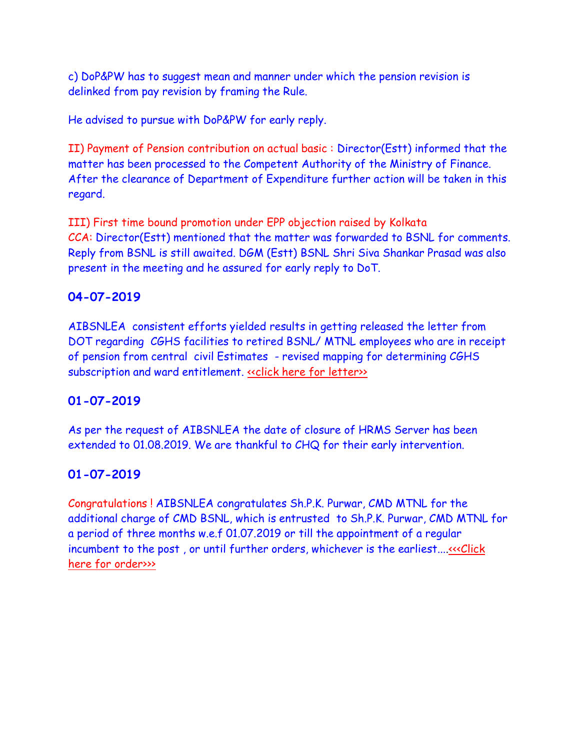c) DoP&PW has to suggest mean and manner under which the pension revision is delinked from pay revision by framing the Rule.

He advised to pursue with DoP&PW for early reply.

II) Payment of Pension contribution on actual basic : Director(Estt) informed that the matter has been processed to the Competent Authority of the Ministry of Finance. After the clearance of Department of Expenditure further action will be taken in this regard.

III) First time bound promotion under EPP objection raised by Kolkata CCA: Director(Estt) mentioned that the matter was forwarded to BSNL for comments. Reply from BSNL is still awaited. DGM (Estt) BSNL Shri Siva Shankar Prasad was also present in the meeting and he assured for early reply to DoT.

### 04-07-2019

AIBSNLEA consistent efforts yielded results in getting released the letter from DOT regarding CGHS facilities to retired BSNL/ MTNL employees who are in receipt of pension from central civil Estimates - revised mapping for determining CGHS subscription and ward entitlement. <<click here for letter>>

### 01-07-2019

As per the request of AIBSNLEA the date of closure of HRMS Server has been extended to 01.08.2019. We are thankful to CHQ for their early intervention.

### 01-07-2019

Congratulations ! AIBSNLEA congratulates Sh.P.K. Purwar, CMD MTNL for the additional charge of CMD BSNL, which is entrusted to Sh.P.K. Purwar, CMD MTNL for a period of three months w.e.f 01.07.2019 or till the appointment of a regular incumbent to the post , or until further orders, whichever is the earliest....<<<Click here for order>>>